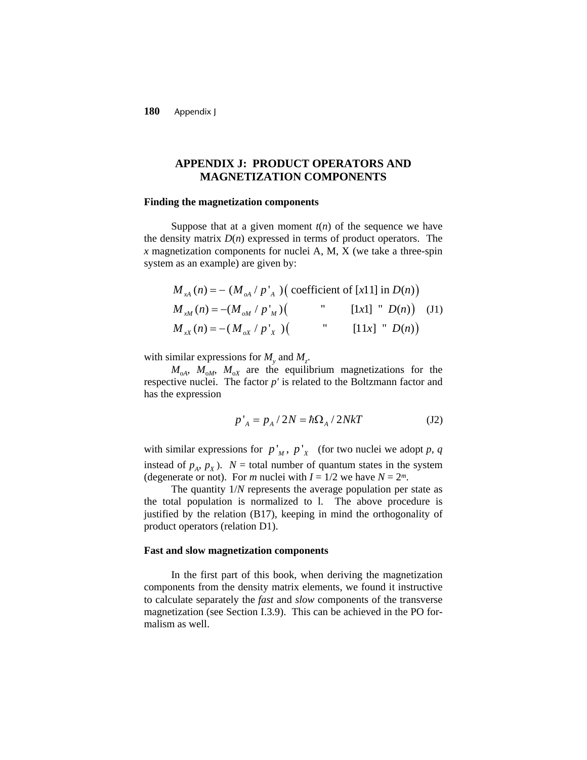# APPENDIX J: PRODUCT OPERATORS AND MAGNETIZATION COMPONENTS

## Finding the magnetization components

Suppose that at a given moment $t(n)$ of the sequence we have the density matrix $D(n)$ expressed in terms of product operators. The $x$ magnetization components for nuclei A, M, X (we take a three-spin system as an example) are given by:

$$
\begin{aligned}
M_{xA}(n) &= -\,(M_{oA}/p'_A)\big(\text{ coefficient of } [x11] \text{ in } D(n)\big) \\
M_{xM}(n) &= -(M_{oM}/p'_M)\big(\qquad\text{"}\qquad [1x1] \text{ " } D(n)\big) \\
M_{xX}(n) &= -\,(M_{oX}/p'_X)\big(\qquad\text{"}\qquad [11x] \text{ " } D(n)\big)
\end{aligned}
\tag{J1}
$$

with similar expressions for $M_y$ and $M_z$.

$M_{oA}$, $M_{oM}$, $M_{oX}$ are the equilibrium magnetizations for the respective nuclei. The factor $p'$ is related to the Boltzmann factor and has the expression

$$
p'_A = p_A / 2N = \hbar\Omega_A / 2NkT \tag{J2}
$$

with similar expressions for $p'_M$, $p'_X$ (for two nuclei we adopt $p$, $q$ instead of $p_A$, $p_X$). $N$ = total number of quantum states in the system (degenerate or not). For $m$ nuclei with $I = 1/2$ we have $N = 2^m$.

The quantity $1/N$ represents the average population per state as the total population is normalized to l. The above procedure is justified by the relation (B17), keeping in mind the orthogonality of product operators (relation D1).

## Fast and slow magnetization components

In the first part of this book, when deriving the magnetization components from the density matrix elements, we found it instructive to calculate separately the *fast* and *slow* components of the transverse magnetization (see Section I.3.9). This can be achieved in the PO formalism as well.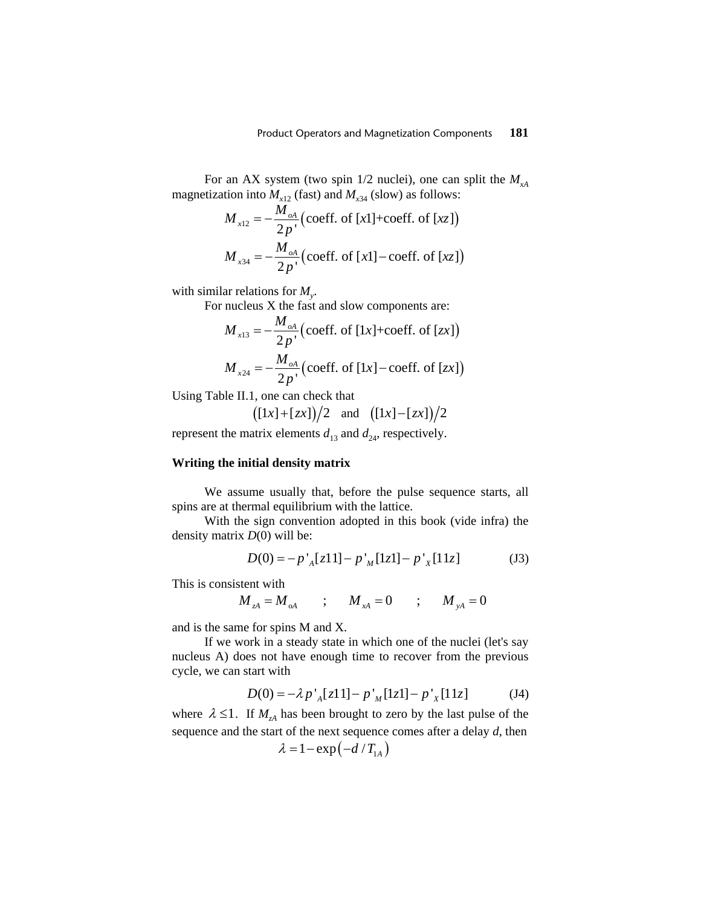For an AX system (two spin 1/2 nuclei), one can split the $M_{xA}$ magnetization into $M_{x12}$ (fast) and $M_{x34}$ (slow) as follows:

$$M_{x12} = -\frac{M_{oA}}{2p'}\left(\text{coeff. of } [x1] + \text{coeff. of } [xz]\right)$$

$$M_{x34} = -\frac{M_{oA}}{2p'}\left(\text{coeff. of } [x1] - \text{coeff. of } [xz]\right)$$

with similar relations for $M_y$.

For nucleus X the fast and slow components are:

$$M_{x13} = -\frac{M_{oA}}{2p'}\left(\text{coeff. of } [1x] + \text{coeff. of } [zx]\right)$$

$$M_{x24} = -\frac{M_{oA}}{2p'}\left(\text{coeff. of } [1x] - \text{coeff. of } [zx]\right)$$

Using Table II.1, one can check that

$$\left([1x]+[zx]\right)/2 \quad \text{and} \quad \left([1x]-[zx]\right)/2$$

represent the matrix elements $d_{13}$ and $d_{24}$, respectively.

**Writing the initial density matrix**

We assume usually that, before the pulse sequence starts, all spins are at thermal equilibrium with the lattice.

With the sign convention adopted in this book (vide infra) the density matrix $D(0)$ will be:

$$D(0) = -p'_A[z11] - p'_M[1z1] - p'_X[11z] \qquad \text{(J3)}$$

This is consistent with

$$M_{zA} = M_{oA} \quad ; \quad M_{xA} = 0 \quad ; \quad M_{yA} = 0$$

and is the same for spins M and X.

If we work in a steady state in which one of the nuclei (let's say nucleus A) does not have enough time to recover from the previous cycle, we can start with

$$D(0) = -\lambda p'_A[z11] - p'_M[1z1] - p'_X[11z] \qquad \text{(J4)}$$

where $\lambda \le 1$. If $M_{zA}$ has been brought to zero by the last pulse of the sequence and the start of the next sequence comes after a delay $d$, then

$$\lambda = 1 - \exp\left(-d/T_{1A}\right)$$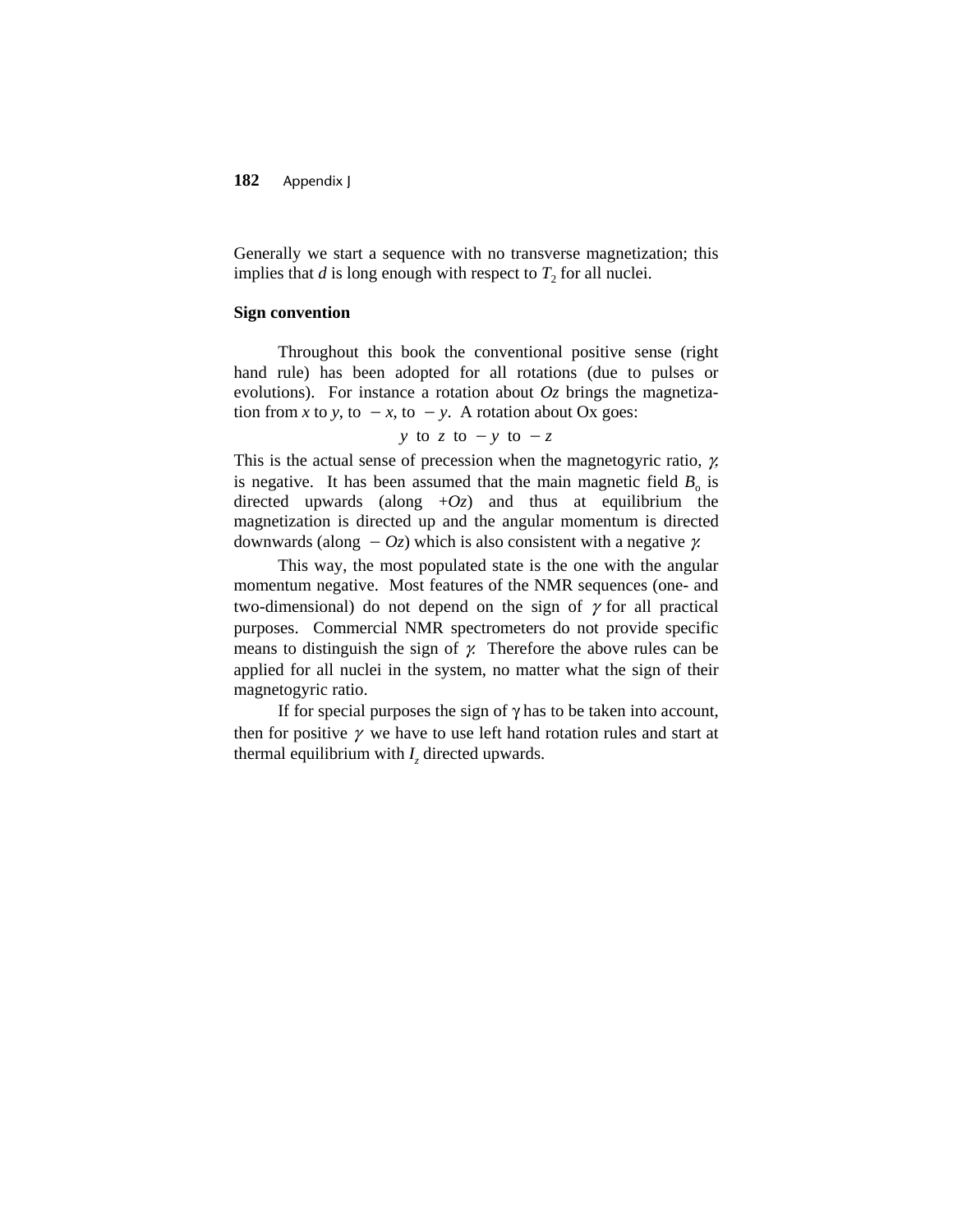Generally we start a sequence with no transverse magnetization; this implies that $d$ is long enough with respect to $T_2$ for all nuclei.

**Sign convention**

Throughout this book the conventional positive sense (right hand rule) has been adopted for all rotations (due to pulses or evolutions). For instance a rotation about $Oz$ brings the magnetization from $x$ to $y$, to $-x$, to $-y$. A rotation about Ox goes:

$$y \text{ to } z \text{ to } -y \text{ to } -z$$

This is the actual sense of precession when the magnetogyric ratio, $\gamma$, is negative. It has been assumed that the main magnetic field $B_o$ is directed upwards (along $+Oz$) and thus at equilibrium the magnetization is directed up and the angular momentum is directed downwards (along $-Oz$) which is also consistent with a negative $\gamma$.

This way, the most populated state is the one with the angular momentum negative. Most features of the NMR sequences (one- and two-dimensional) do not depend on the sign of $\gamma$ for all practical purposes. Commercial NMR spectrometers do not provide specific means to distinguish the sign of $\gamma$. Therefore the above rules can be applied for all nuclei in the system, no matter what the sign of their magnetogyric ratio.

If for special purposes the sign of $\gamma$ has to be taken into account, then for positive $\gamma$ we have to use left hand rotation rules and start at thermal equilibrium with $I_z$ directed upwards.